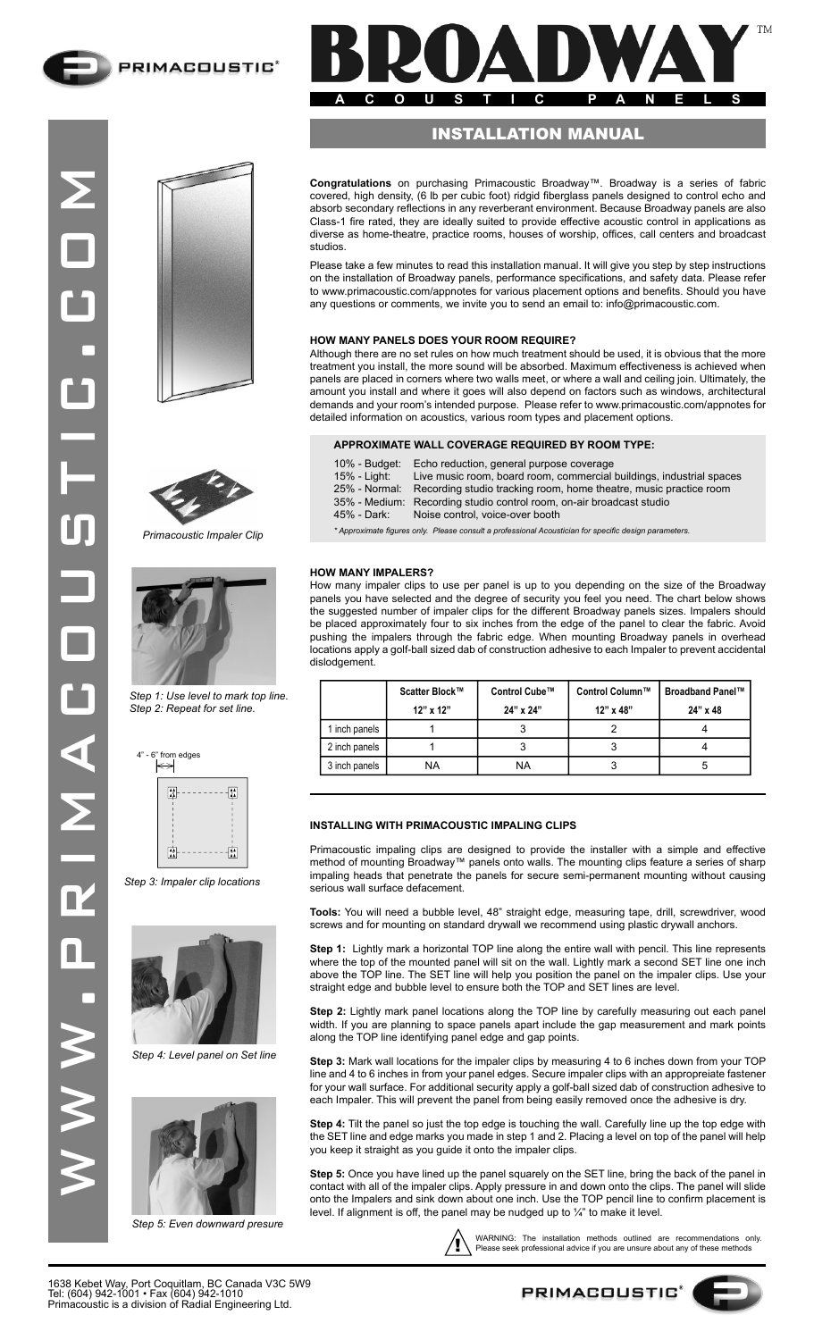PRIMACOUSTIC®

# BROADWAY™

ACOUSTIC PANELS

## INSTALLATION MANUAL

**Congratulations** on purchasing Primacoustic Broadway™. Broadway is a series of fabric covered, high density, (6 lb per cubic foot) ridgid fiberglass panels designed to control echo and absorb secondary reflections in any reverberant environment. Because Broadway panels are also Class-1 fire rated, they are ideally suited to provide effective acoustic control in applications as diverse as home-theatre, practice rooms, houses of worship, offices, call centers and broadcast studios.

Please take a few minutes to read this installation manual. It will give you step by step instructions on the installation of Broadway panels, performance specifications, and safety data. Please refer to www.primacoustic.com/appnotes for various placement options and benefits. Should you have any questions or comments, we invite you to send an email to: info@primacoustic.com.

### HOW MANY PANELS DOES YOUR ROOM REQUIRE?

Although there are no set rules on how much treatment should be used, it is obvious that the more treatment you install, the more sound will be absorbed. Maximum effectiveness is achieved when panels are placed in corners where two walls meet, or where a wall and ceiling join. Ultimately, the amount you install and where it goes will also depend on factors such as windows, architectural demands and your room's intended purpose. Please refer to www.primacoustic.com/appnotes for detailed information on acoustics, various room types and placement options.

#### APPROXIMATE WALL COVERAGE REQUIRED BY ROOM TYPE:

- 10% - Budget: Echo reduction, general purpose coverage
- 15% - Light: Live music room, board room, commercial buildings, industrial spaces
- 25% - Normal: Recording studio tracking room, home theatre, music practice room
- 35% - Medium: Recording studio control room, on-air broadcast studio
- 45% - Dark: Noise control, voice-over booth

*\* Approximate figures only. Please consult a professional Acoustician for specific design parameters.*

### HOW MANY IMPALERS?

How many impaler clips to use per panel is up to you depending on the size of the Broadway panels you have selected and the degree of security you feel you need. The chart below shows the suggested number of impaler clips for the different Broadway panels sizes. Impalers should be placed approximately four to six inches from the edge of the panel to clear the fabric. Avoid pushing the impalers through the fabric edge. When mounting Broadway panels in overhead locations apply a golf-ball sized dab of construction adhesive to each Impaler to prevent accidental dislodgement.

| | Scatter Block™ 12" x 12" | Control Cube™ 24" x 24" | Control Column™ 12" x 48" | Broadband Panel™ 24" x 48 |
|---|---|---|---|---|
| 1 inch panels | 1 | 3 | 2 | 4 |
| 2 inch panels | 1 | 3 | 3 | 4 |
| 3 inch panels | NA | NA | 3 | 5 |

### INSTALLING WITH PRIMACOUSTIC IMPALING CLIPS

Primacoustic impaling clips are designed to provide the installer with a simple and effective method of mounting Broadway™ panels onto walls. The mounting clips feature a series of sharp impaling heads that penetrate the panels for secure semi-permanent mounting without causing serious wall surface defacement.

**Tools:** You will need a bubble level, 48" straight edge, measuring tape, drill, screwdriver, wood screws and for mounting on standard drywall we recommend using plastic drywall anchors.

**Step 1:** Lightly mark a horizontal TOP line along the entire wall with pencil. This line represents where the top of the mounted panel will sit on the wall. Lightly mark a second SET line one inch above the TOP line. The SET line will help you position the panel on the impaler clips. Use your straight edge and bubble level to ensure both the TOP and SET lines are level.

**Step 2:** Lightly mark panel locations along the TOP line by carefully measuring out each panel width. If you are planning to space panels apart include the gap measurement and mark points along the TOP line identifying panel edge and gap points.

**Step 3:** Mark wall locations for the impaler clips by measuring 4 to 6 inches down from your TOP line and 4 to 6 inches in from your panel edges. Secure impaler clips with an appropreiate fastener for your wall surface. For additional security apply a golf-ball sized dab of construction adhesive to each Impaler. This will prevent the panel from being easily removed once the adhesive is dry.

**Step 4:** Tilt the panel so just the top edge is touching the wall. Carefully line up the top edge with the SET line and edge marks you made in step 1 and 2. Placing a level on top of the panel will help you keep it straight as you guide it onto the impaler clips.

**Step 5:** Once you have lined up the panel squarely on the SET line, bring the back of the panel in contact with all of the impaler clips. Apply pressure in and down onto the clips. The panel will slide onto the Impalers and sink down about one inch. Use the TOP pencil line to confirm placement is level. If alignment is off, the panel may be nudged up to ¼" to make it level.

*Primacoustic Impaler Clip*

*Step 1: Use level to mark top line.*
*Step 2: Repeat for set line.*

4" - 6" from edges

*Step 3: Impaler clip locations*

*Step 4: Level panel on Set line*

*Step 5: Even downward presure*

WARNING: The installation methods outlined are recommendations only. Please seek professional advice if you are unsure about any of these methods

1638 Kebet Way, Port Coquitlam, BC Canada V3C 5W9
Tel: (604) 942-1001 • Fax (604) 942-1010
Primacoustic is a division of Radial Engineering Ltd.

WWW.PRIMACOUSTIC.COM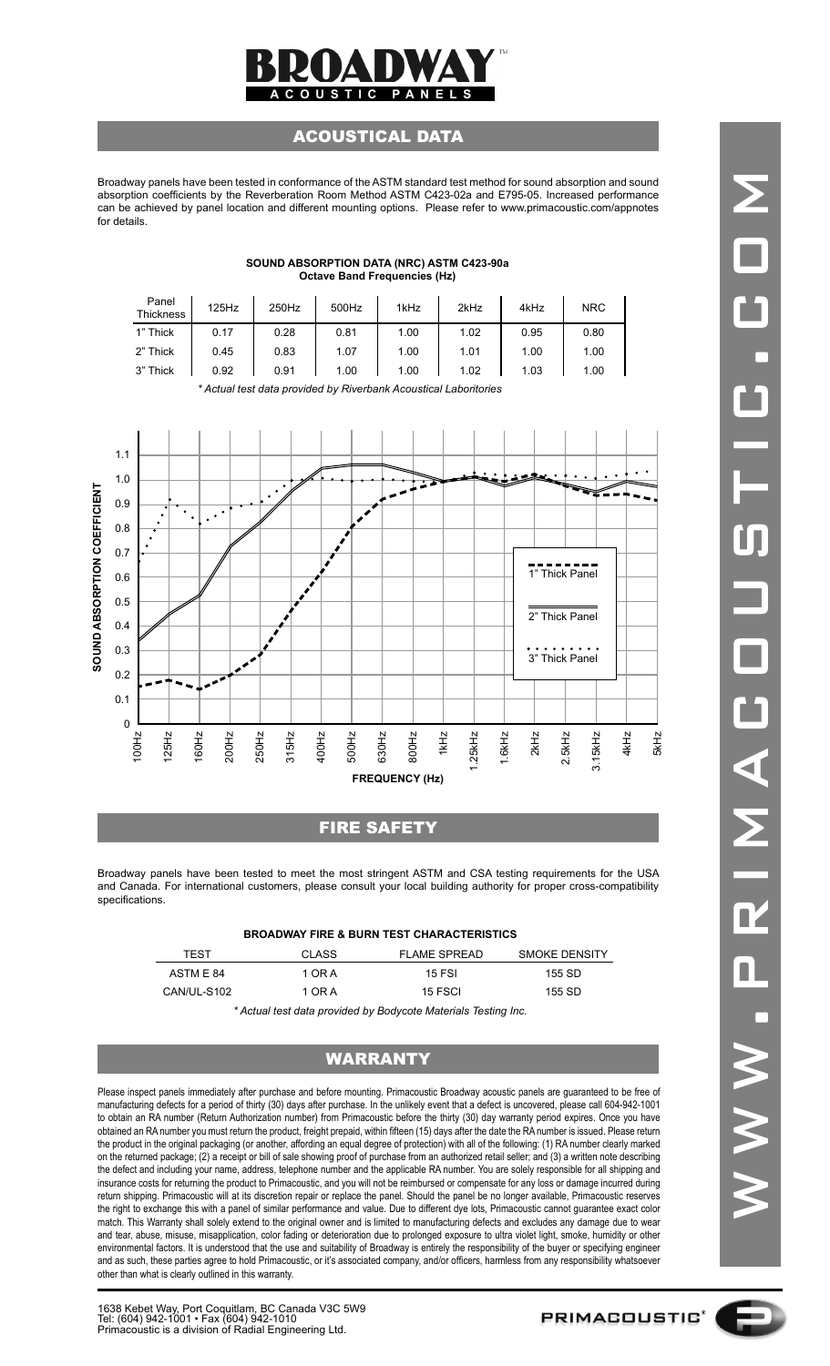# BROADWAY™

ACOUSTIC PANELS

## ACOUSTICAL DATA

Broadway panels have been tested in conformance of the ASTM standard test method for sound absorption and sound absorption coefficients by the Reverberation Room Method ASTM C423-02a and E795-05. Increased performance can be achieved by panel location and different mounting options. Please refer to www.primacoustic.com/appnotes for details.

**SOUND ABSORPTION DATA (NRC) ASTM C423-90a**
**Octave Band Frequencies (Hz)**

| Panel Thickness | 125Hz | 250Hz | 500Hz | 1kHz | 2kHz | 4kHz | NRC |
|---|---|---|---|---|---|---|---|
| 1" Thick | 0.17 | 0.28 | 0.81 | 1.00 | 1.02 | 0.95 | 0.80 |
| 2" Thick | 0.45 | 0.83 | 1.07 | 1.00 | 1.01 | 1.00 | 1.00 |
| 3" Thick | 0.92 | 0.91 | 1.00 | 1.00 | 1.02 | 1.03 | 1.00 |

*\* Actual test data provided by Riverbank Acoustical Laboritories*

SOUND ABSORPTION COEFFICIENT

1.1
1.0
0.9
0.8
0.7
0.6
0.5
0.4
0.3
0.2
0.1
0

100Hz 125Hz 160Hz 200Hz 250Hz 315Hz 400Hz 500Hz 630Hz 800Hz 1kHz 1.25kHz 1.6kHz 2kHz 2.5kHz 3.15kHz 4kHz 5kHz

FREQUENCY (Hz)

1" Thick Panel
2" Thick Panel
3" Thick Panel

## FIRE SAFETY

Broadway panels have been tested to meet the most stringent ASTM and CSA testing requirements for the USA and Canada. For international customers, please consult your local building authority for proper cross-compatibility specifications.

**BROADWAY FIRE & BURN TEST CHARACTERISTICS**

| TEST | CLASS | FLAME SPREAD | SMOKE DENSITY |
|---|---|---|---|
| ASTM E 84 | 1 OR A | 15 FSI | 155 SD |
| CAN/UL-S102 | 1 OR A | 15 FSCI | 155 SD |

*\* Actual test data provided by Bodycote Materials Testing Inc.*

## WARRANTY

Please inspect panels immediately after purchase and before mounting. Primacoustic Broadway acoustic panels are guaranteed to be free of manufacturing defects for a period of thirty (30) days after purchase. In the unlikely event that a defect is uncovered, please call 604-942-1001 to obtain an RA number (Return Authorization number) from Primacoustic before the thirty (30) day warranty period expires. Once you have obtained an RA number you must return the product, freight prepaid, within fifteen (15) days after the date the RA number is issued. Please return the product in the original packaging (or another, affording an equal degree of protection) with all of the following: (1) RA number clearly marked on the returned package; (2) a receipt or bill of sale showing proof of purchase from an authorized retail seller; and (3) a written note describing the defect and including your name, address, telephone number and the applicable RA number. You are solely responsible for all shipping and insurance costs for returning the product to Primacoustic, and you will not be reimbursed or compensate for any loss or damage incurred during return shipping. Primacoustic will at its discretion repair or replace the panel. Should the panel be no longer available, Primacoustic reserves the right to exchange this with a panel of similar performance and value. Due to different dye lots, Primacoustic cannot guarantee exact color match. This Warranty shall solely extend to the original owner and is limited to manufacturing defects and excludes any damage due to wear and tear, abuse, misuse, misapplication, color fading or deterioration due to prolonged exposure to ultra violet light, smoke, humidity or other environmental factors. It is understood that the use and suitability of Broadway is entirely the responsibility of the buyer or specifying engineer and as such, these parties agree to hold Primacoustic, or it's associated company, and/or officers, harmless from any responsibility whatsoever other than what is clearly outlined in this warranty.

1638 Kebet Way, Port Coquitlam, BC Canada V3C 5W9
Tel: (604) 942-1001 • Fax (604) 942-1010
Primacoustic is a division of Radial Engineering Ltd.

PRIMACOUSTIC®

WWW.PRIMACOUSTIC.COM